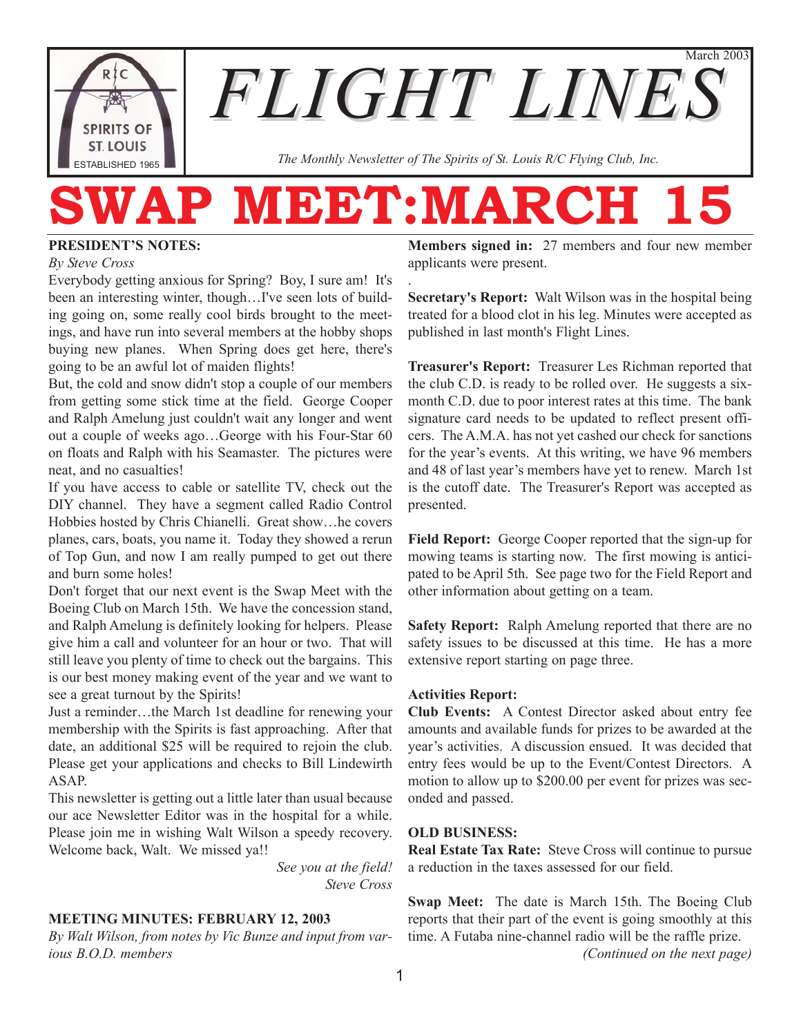# FLIGHT LINES

March 2003

*The Monthly Newsletter of The Spirits of St. Louis R/C Flying Club, Inc.*

# SWAP MEET:MARCH 15

**PRESIDENT'S NOTES:**

*By Steve Cross*

Everybody getting anxious for Spring? Boy, I sure am! It's been an interesting winter, though…I've seen lots of building going on, some really cool birds brought to the meetings, and have run into several members at the hobby shops buying new planes. When Spring does get here, there's going to be an awful lot of maiden flights!

But, the cold and snow didn't stop a couple of our members from getting some stick time at the field. George Cooper and Ralph Amelung just couldn't wait any longer and went out a couple of weeks ago…George with his Four-Star 60 on floats and Ralph with his Seamaster. The pictures were neat, and no casualties!

If you have access to cable or satellite TV, check out the DIY channel. They have a segment called Radio Control Hobbies hosted by Chris Chianelli. Great show…he covers planes, cars, boats, you name it. Today they showed a rerun of Top Gun, and now I am really pumped to get out there and burn some holes!

Don't forget that our next event is the Swap Meet with the Boeing Club on March 15th. We have the concession stand, and Ralph Amelung is definitely looking for helpers. Please give him a call and volunteer for an hour or two. That will still leave you plenty of time to check out the bargains. This is our best money making event of the year and we want to see a great turnout by the Spirits!

Just a reminder…the March 1st deadline for renewing your membership with the Spirits is fast approaching. After that date, an additional $25 will be required to rejoin the club. Please get your applications and checks to Bill Lindewirth ASAP.

This newsletter is getting out a little later than usual because our ace Newsletter Editor was in the hospital for a while. Please join me in wishing Walt Wilson a speedy recovery. Welcome back, Walt. We missed ya!!

*See you at the field!*
*Steve Cross*

**MEETING MINUTES: FEBRUARY 12, 2003**

*By Walt Wilson, from notes by Vic Bunze and input from various B.O.D. members*

**Members signed in:** 27 members and four new member applicants were present.

**Secretary's Report:** Walt Wilson was in the hospital being treated for a blood clot in his leg. Minutes were accepted as published in last month's Flight Lines.

**Treasurer's Report:** Treasurer Les Richman reported that the club C.D. is ready to be rolled over. He suggests a six-month C.D. due to poor interest rates at this time. The bank signature card needs to be updated to reflect present officers. The A.M.A. has not yet cashed our check for sanctions for the year's events. At this writing, we have 96 members and 48 of last year's members have yet to renew. March 1st is the cutoff date. The Treasurer's Report was accepted as presented.

**Field Report:** George Cooper reported that the sign-up for mowing teams is starting now. The first mowing is anticipated to be April 5th. See page two for the Field Report and other information about getting on a team.

**Safety Report:** Ralph Amelung reported that there are no safety issues to be discussed at this time. He has a more extensive report starting on page three.

**Activities Report:**

**Club Events:** A Contest Director asked about entry fee amounts and available funds for prizes to be awarded at the year's activities. A discussion ensued. It was decided that entry fees would be up to the Event/Contest Directors. A motion to allow up to $200.00 per event for prizes was seconded and passed.

**OLD BUSINESS:**

**Real Estate Tax Rate:** Steve Cross will continue to pursue a reduction in the taxes assessed for our field.

**Swap Meet:** The date is March 15th. The Boeing Club reports that their part of the event is going smoothly at this time. A Futaba nine-channel radio will be the raffle prize.

*(Continued on the next page)*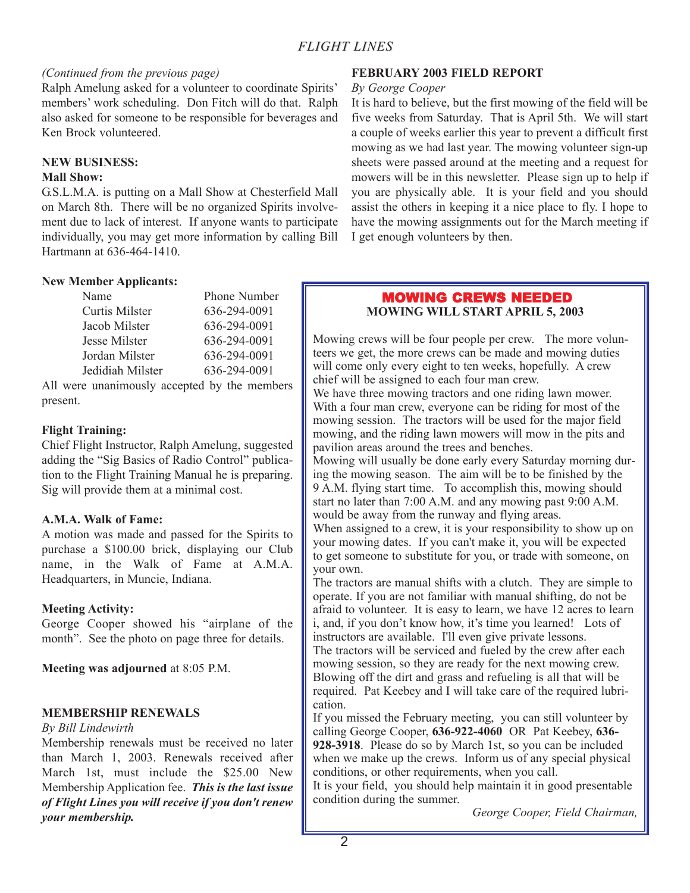*(Continued from the previous page)*

Ralph Amelung asked for a volunteer to coordinate Spirits' members' work scheduling. Don Fitch will do that. Ralph also asked for someone to be responsible for beverages and Ken Brock volunteered.

**NEW BUSINESS:**

**Mall Show:**

G.S.L.M.A. is putting on a Mall Show at Chesterfield Mall on March 8th. There will be no organized Spirits involvement due to lack of interest. If anyone wants to participate individually, you may get more information by calling Bill Hartmann at 636-464-1410.

**New Member Applicants:**

| Name | Phone Number |
|---|---|
| Curtis Milster | 636-294-0091 |
| Jacob Milster | 636-294-0091 |
| Jesse Milster | 636-294-0091 |
| Jordan Milster | 636-294-0091 |
| Jedidiah Milster | 636-294-0091 |

All were unanimously accepted by the members present.

**Flight Training:**

Chief Flight Instructor, Ralph Amelung, suggested adding the "Sig Basics of Radio Control" publication to the Flight Training Manual he is preparing. Sig will provide them at a minimal cost.

**A.M.A. Walk of Fame:**

A motion was made and passed for the Spirits to purchase a $100.00 brick, displaying our Club name, in the Walk of Fame at A.M.A. Headquarters, in Muncie, Indiana.

**Meeting Activity:**

George Cooper showed his "airplane of the month". See the photo on page three for details.

**Meeting was adjourned** at 8:05 P.M.

**MEMBERSHIP RENEWALS**

*By Bill Lindewirth*

Membership renewals must be received no later than March 1, 2003. Renewals received after March 1st, must include the $25.00 New Membership Application fee. ***This is the last issue of Flight Lines you will receive if you don't renew your membership.***

**FEBRUARY 2003 FIELD REPORT**

*By George Cooper*

It is hard to believe, but the first mowing of the field will be five weeks from Saturday. That is April 5th. We will start a couple of weeks earlier this year to prevent a difficult first mowing as we had last year. The mowing volunteer sign-up sheets were passed around at the meeting and a request for mowers will be in this newsletter. Please sign up to help if you are physically able. It is your field and you should assist the others in keeping it a nice place to fly. I hope to have the mowing assignments out for the March meeting if I get enough volunteers by then.

**MOWING CREWS NEEDED**

**MOWING WILL START APRIL 5, 2003**

Mowing crews will be four people per crew. The more volunteers we get, the more crews can be made and mowing duties will come only every eight to ten weeks, hopefully. A crew chief will be assigned to each four man crew.

We have three mowing tractors and one riding lawn mower. With a four man crew, everyone can be riding for most of the mowing session. The tractors will be used for the major field mowing, and the riding lawn mowers will mow in the pits and pavilion areas around the trees and benches.

Mowing will usually be done early every Saturday morning during the mowing season. The aim will be to be finished by the 9 A.M. flying start time. To accomplish this, mowing should start no later than 7:00 A.M. and any mowing past 9:00 A.M. would be away from the runway and flying areas.

When assigned to a crew, it is your responsibility to show up on your mowing dates. If you can't make it, you will be expected to get someone to substitute for you, or trade with someone, on your own.

The tractors are manual shifts with a clutch. They are simple to operate. If you are not familiar with manual shifting, do not be afraid to volunteer. It is easy to learn, we have 12 acres to learn i, and, if you don't know how, it's time you learned! Lots of instructors are available. I'll even give private lessons.

The tractors will be serviced and fueled by the crew after each mowing session, so they are ready for the next mowing crew. Blowing off the dirt and grass and refueling is all that will be required. Pat Keebey and I will take care of the required lubrication.

If you missed the February meeting, you can still volunteer by calling George Cooper, **636-922-4060** OR Pat Keebey, **636-928-3918**. Please do so by March 1st, so you can be included when we make up the crews. Inform us of any special physical conditions, or other requirements, when you call.

It is your field, you should help maintain it in good presentable condition during the summer.

*George Cooper, Field Chairman,*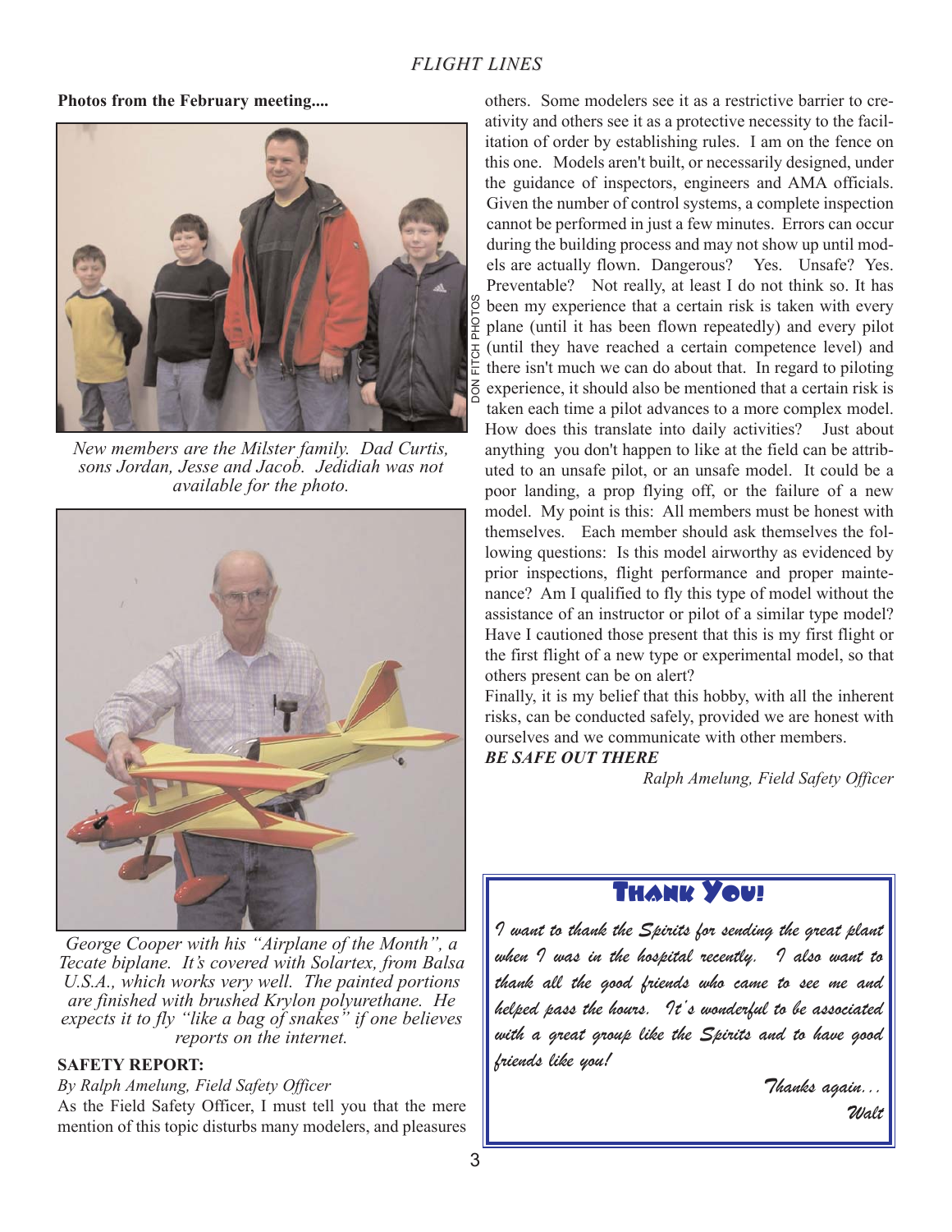**Photos from the February meeting....**

DON FITCH PHOTOS

*New members are the Milster family. Dad Curtis, sons Jordan, Jesse and Jacob. Jedidiah was not available for the photo.*

*George Cooper with his "Airplane of the Month", a Tecate biplane. It's covered with Solartex, from Balsa U.S.A., which works very well. The painted portions are finished with brushed Krylon polyurethane. He expects it to fly "like a bag of snakes" if one believes reports on the internet.*

**SAFETY REPORT:**

*By Ralph Amelung, Field Safety Officer*

As the Field Safety Officer, I must tell you that the mere mention of this topic disturbs many modelers, and pleasures others. Some modelers see it as a restrictive barrier to creativity and others see it as a protective necessity to the facilitation of order by establishing rules. I am on the fence on this one. Models aren't built, or necessarily designed, under the guidance of inspectors, engineers and AMA officials. Given the number of control systems, a complete inspection cannot be performed in just a few minutes. Errors can occur during the building process and may not show up until models are actually flown. Dangerous? Yes. Unsafe? Yes. Preventable? Not really, at least I do not think so. It has been my experience that a certain risk is taken with every plane (until it has been flown repeatedly) and every pilot (until they have reached a certain competence level) and there isn't much we can do about that. In regard to piloting experience, it should also be mentioned that a certain risk is taken each time a pilot advances to a more complex model. How does this translate into daily activities? Just about anything you don't happen to like at the field can be attributed to an unsafe pilot, or an unsafe model. It could be a poor landing, a prop flying off, or the failure of a new model. My point is this: All members must be honest with themselves. Each member should ask themselves the following questions: Is this model airworthy as evidenced by prior inspections, flight performance and proper maintenance? Am I qualified to fly this type of model without the assistance of an instructor or pilot of a similar type model? Have I cautioned those present that this is my first flight or the first flight of a new type or experimental model, so that others present can be on alert?

Finally, it is my belief that this hobby, with all the inherent risks, can be conducted safely, provided we are honest with ourselves and we communicate with other members.

***BE SAFE OUT THERE***

*Ralph Amelung, Field Safety Officer*

## Thank You!

*I want to thank the Spirits for sending the great plant when I was in the hospital recently. I also want to thank all the good friends who came to see me and helped pass the hours. It's wonderful to be associated with a great group like the Spirits and to have good friends like you!*

*Thanks again...*
*Walt*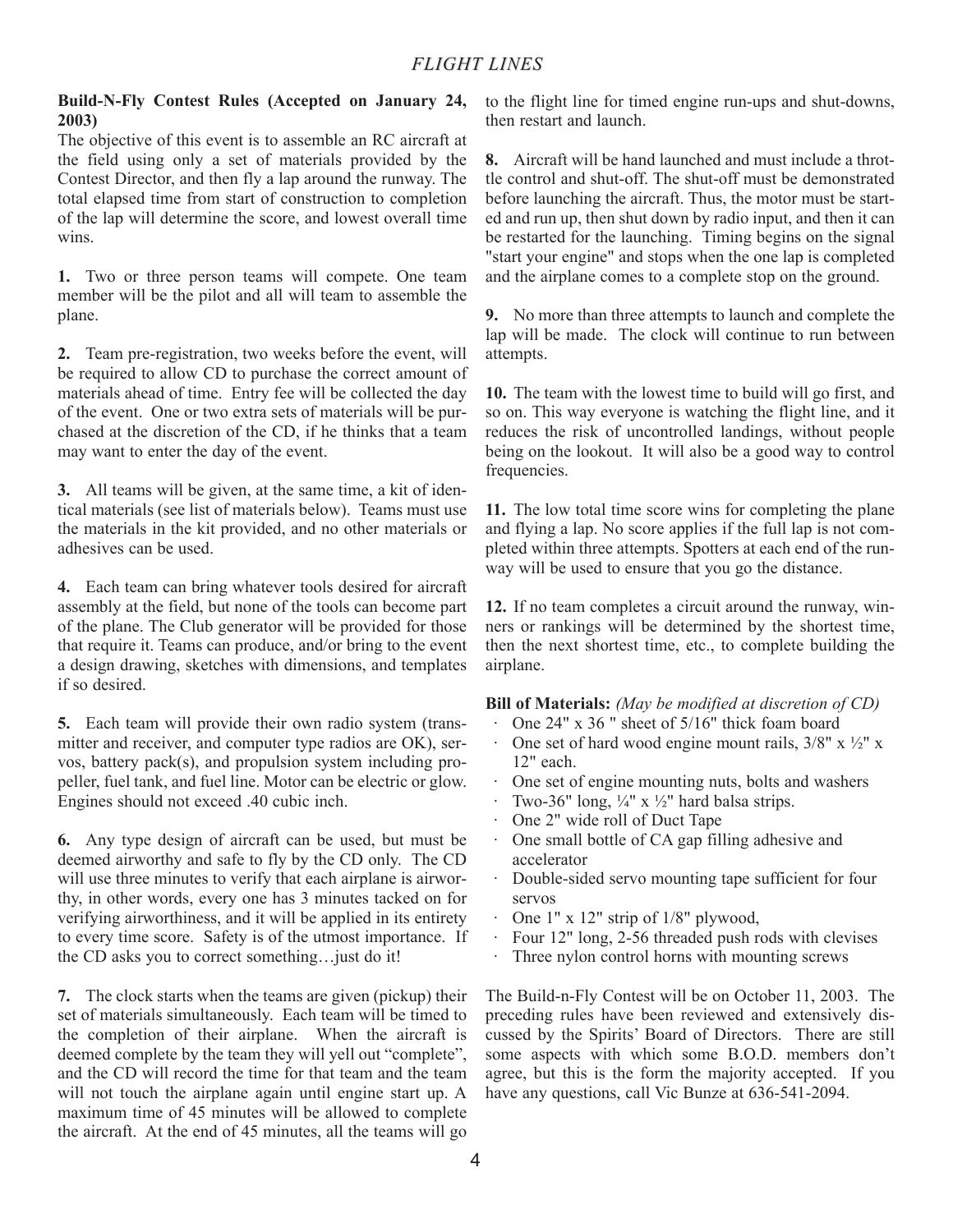**Build-N-Fly Contest Rules (Accepted on January 24, 2003)**

The objective of this event is to assemble an RC aircraft at the field using only a set of materials provided by the Contest Director, and then fly a lap around the runway. The total elapsed time from start of construction to completion of the lap will determine the score, and lowest overall time wins.

**1.** Two or three person teams will compete. One team member will be the pilot and all will team to assemble the plane.

**2.** Team pre-registration, two weeks before the event, will be required to allow CD to purchase the correct amount of materials ahead of time. Entry fee will be collected the day of the event. One or two extra sets of materials will be purchased at the discretion of the CD, if he thinks that a team may want to enter the day of the event.

**3.** All teams will be given, at the same time, a kit of identical materials (see list of materials below). Teams must use the materials in the kit provided, and no other materials or adhesives can be used.

**4.** Each team can bring whatever tools desired for aircraft assembly at the field, but none of the tools can become part of the plane. The Club generator will be provided for those that require it. Teams can produce, and/or bring to the event a design drawing, sketches with dimensions, and templates if so desired.

**5.** Each team will provide their own radio system (transmitter and receiver, and computer type radios are OK), servos, battery pack(s), and propulsion system including propeller, fuel tank, and fuel line. Motor can be electric or glow. Engines should not exceed .40 cubic inch.

**6.** Any type design of aircraft can be used, but must be deemed airworthy and safe to fly by the CD only. The CD will use three minutes to verify that each airplane is airworthy, in other words, every one has 3 minutes tacked on for verifying airworthiness, and it will be applied in its entirety to every time score. Safety is of the utmost importance. If the CD asks you to correct something…just do it!

**7.** The clock starts when the teams are given (pickup) their set of materials simultaneously. Each team will be timed to the completion of their airplane. When the aircraft is deemed complete by the team they will yell out "complete", and the CD will record the time for that team and the team will not touch the airplane again until engine start up. A maximum time of 45 minutes will be allowed to complete the aircraft. At the end of 45 minutes, all the teams will go to the flight line for timed engine run-ups and shut-downs, then restart and launch.

**8.** Aircraft will be hand launched and must include a throttle control and shut-off. The shut-off must be demonstrated before launching the aircraft. Thus, the motor must be started and run up, then shut down by radio input, and then it can be restarted for the launching. Timing begins on the signal "start your engine" and stops when the one lap is completed and the airplane comes to a complete stop on the ground.

**9.** No more than three attempts to launch and complete the lap will be made. The clock will continue to run between attempts.

**10.** The team with the lowest time to build will go first, and so on. This way everyone is watching the flight line, and it reduces the risk of uncontrolled landings, without people being on the lookout. It will also be a good way to control frequencies.

**11.** The low total time score wins for completing the plane and flying a lap. No score applies if the full lap is not completed within three attempts. Spotters at each end of the runway will be used to ensure that you go the distance.

**12.** If no team completes a circuit around the runway, winners or rankings will be determined by the shortest time, then the next shortest time, etc., to complete building the airplane.

**Bill of Materials:** *(May be modified at discretion of CD)*

- One 24" x 36 " sheet of 5/16" thick foam board
- One set of hard wood engine mount rails, 3/8" x ½" x 12" each.
- One set of engine mounting nuts, bolts and washers
- Two-36" long, ¼" x ½" hard balsa strips.
- One 2" wide roll of Duct Tape
- One small bottle of CA gap filling adhesive and accelerator
- Double-sided servo mounting tape sufficient for four servos
- One 1" x 12" strip of 1/8" plywood,
- Four 12" long, 2-56 threaded push rods with clevises
- Three nylon control horns with mounting screws

The Build-n-Fly Contest will be on October 11, 2003. The preceding rules have been reviewed and extensively discussed by the Spirits' Board of Directors. There are still some aspects with which some B.O.D. members don't agree, but this is the form the majority accepted. If you have any questions, call Vic Bunze at 636-541-2094.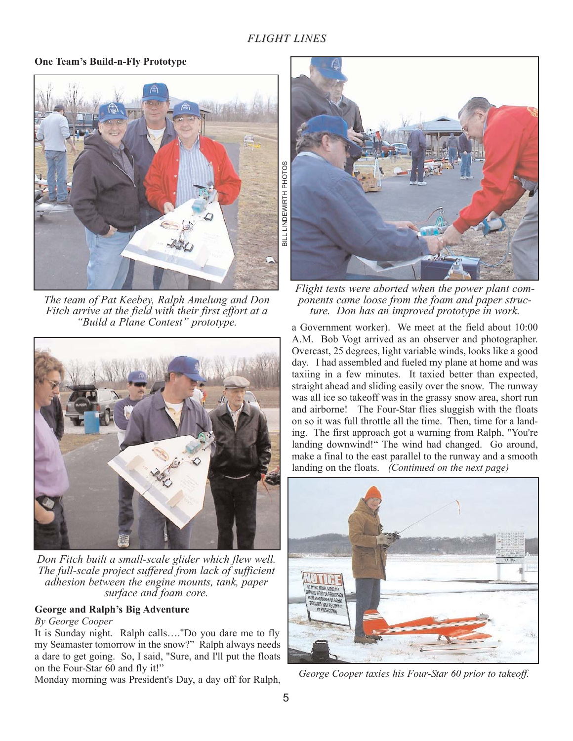## One Team's Build-n-Fly Prototype

*The team of Pat Keebey, Ralph Amelung and Don Fitch arrive at the field with their first effort at a "Build a Plane Contest" prototype.*

*Don Fitch built a small-scale glider which flew well. The full-scale project suffered from lack of sufficient adhesion between the engine mounts, tank, paper surface and foam core.*

BILL LINDEWIRTH PHOTOS

*Flight tests were aborted when the power plant components came loose from the foam and paper structure. Don has an improved prototype in work.*

## George and Ralph's Big Adventure

*By George Cooper*

It is Sunday night. Ralph calls…."Do you dare me to fly my Seamaster tomorrow in the snow?" Ralph always needs a dare to get going. So, I said, "Sure, and I'll put the floats on the Four-Star 60 and fly it!"

Monday morning was President's Day, a day off for Ralph, a Government worker). We meet at the field about 10:00 A.M. Bob Vogt arrived as an observer and photographer. Overcast, 25 degrees, light variable winds, looks like a good day. I had assembled and fueled my plane at home and was taxiing in a few minutes. It taxied better than expected, straight ahead and sliding easily over the snow. The runway was all ice so takeoff was in the grassy snow area, short run and airborne! The Four-Star flies sluggish with the floats on so it was full throttle all the time. Then, time for a landing. The first approach got a warning from Ralph, "You're landing downwind!" The wind had changed. Go around, make a final to the east parallel to the runway and a smooth landing on the floats. *(Continued on the next page)*

*George Cooper taxies his Four-Star 60 prior to takeoff.*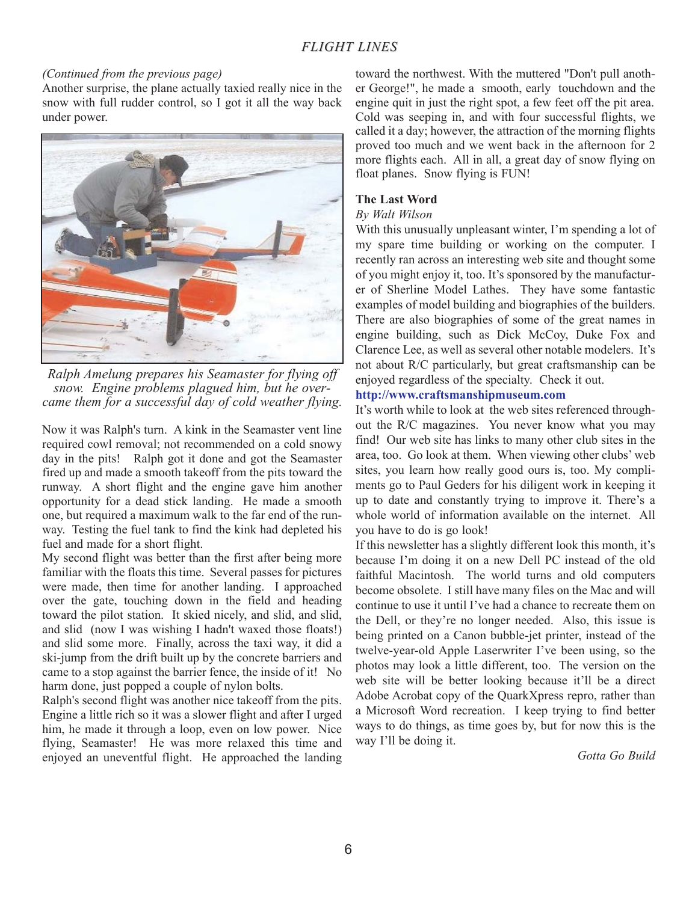*(Continued from the previous page)*

Another surprise, the plane actually taxied really nice in the snow with full rudder control, so I got it all the way back under power.

*Ralph Amelung prepares his Seamaster for flying off snow. Engine problems plagued him, but he overcame them for a successful day of cold weather flying.*

Now it was Ralph's turn. A kink in the Seamaster vent line required cowl removal; not recommended on a cold snowy day in the pits! Ralph got it done and got the Seamaster fired up and made a smooth takeoff from the pits toward the runway. A short flight and the engine gave him another opportunity for a dead stick landing. He made a smooth one, but required a maximum walk to the far end of the runway. Testing the fuel tank to find the kink had depleted his fuel and made for a short flight.

My second flight was better than the first after being more familiar with the floats this time. Several passes for pictures were made, then time for another landing. I approached over the gate, touching down in the field and heading toward the pilot station. It skied nicely, and slid, and slid, and slid (now I was wishing I hadn't waxed those floats!) and slid some more. Finally, across the taxi way, it did a ski-jump from the drift built up by the concrete barriers and came to a stop against the barrier fence, the inside of it! No harm done, just popped a couple of nylon bolts.

Ralph's second flight was another nice takeoff from the pits. Engine a little rich so it was a slower flight and after I urged him, he made it through a loop, even on low power. Nice flying, Seamaster! He was more relaxed this time and enjoyed an uneventful flight. He approached the landing toward the northwest. With the muttered "Don't pull another George!", he made a smooth, early touchdown and the engine quit in just the right spot, a few feet off the pit area. Cold was seeping in, and with four successful flights, we called it a day; however, the attraction of the morning flights proved too much and we went back in the afternoon for 2 more flights each. All in all, a great day of snow flying on float planes. Snow flying is FUN!

## The Last Word

*By Walt Wilson*

With this unusually unpleasant winter, I'm spending a lot of my spare time building or working on the computer. I recently ran across an interesting web site and thought some of you might enjoy it, too. It's sponsored by the manufacturer of Sherline Model Lathes. They have some fantastic examples of model building and biographies of the builders. There are also biographies of some of the great names in engine building, such as Dick McCoy, Duke Fox and Clarence Lee, as well as several other notable modelers. It's not about R/C particularly, but great craftsmanship can be enjoyed regardless of the specialty. Check it out.

**http://www.craftsmanshipmuseum.com**

It's worth while to look at the web sites referenced throughout the R/C magazines. You never know what you may find! Our web site has links to many other club sites in the area, too. Go look at them. When viewing other clubs' web sites, you learn how really good ours is, too. My compliments go to Paul Geders for his diligent work in keeping it up to date and constantly trying to improve it. There's a whole world of information available on the internet. All you have to do is go look!

If this newsletter has a slightly different look this month, it's because I'm doing it on a new Dell PC instead of the old faithful Macintosh. The world turns and old computers become obsolete. I still have many files on the Mac and will continue to use it until I've had a chance to recreate them on the Dell, or they're no longer needed. Also, this issue is being printed on a Canon bubble-jet printer, instead of the twelve-year-old Apple Laserwriter I've been using, so the photos may look a little different, too. The version on the web site will be better looking because it'll be a direct Adobe Acrobat copy of the QuarkXpress repro, rather than a Microsoft Word recreation. I keep trying to find better ways to do things, as time goes by, but for now this is the way I'll be doing it.

*Gotta Go Build*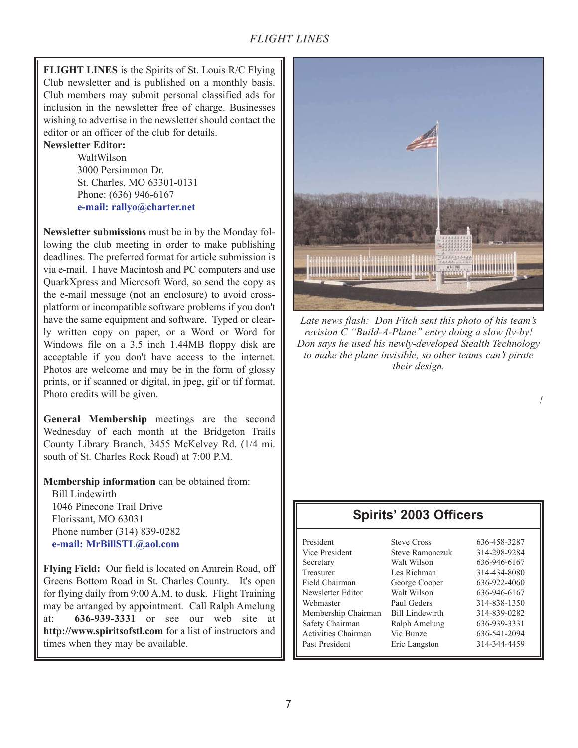**FLIGHT LINES** is the Spirits of St. Louis R/C Flying Club newsletter and is published on a monthly basis. Club members may submit personal classified ads for inclusion in the newsletter free of charge. Businesses wishing to advertise in the newsletter should contact the editor or an officer of the club for details.

**Newsletter Editor:**

WaltWilson
3000 Persimmon Dr.
St. Charles, MO 63301-0131
Phone: (636) 946-6167
**e-mail: rallyo@charter.net**

**Newsletter submissions** must be in by the Monday following the club meeting in order to make publishing deadlines. The preferred format for article submission is via e-mail. I have Macintosh and PC computers and use QuarkXpress and Microsoft Word, so send the copy as the e-mail message (not an enclosure) to avoid cross-platform or incompatible software problems if you don't have the same equipment and software. Typed or clearly written copy on paper, or a Word or Word for Windows file on a 3.5 inch 1.44MB floppy disk are acceptable if you don't have access to the internet. Photos are welcome and may be in the form of glossy prints, or if scanned or digital, in jpeg, gif or tif format. Photo credits will be given.

**General Membership** meetings are the second Wednesday of each month at the Bridgeton Trails County Library Branch, 3455 McKelvey Rd. (1/4 mi. south of St. Charles Rock Road) at 7:00 P.M.

**Membership information** can be obtained from:

Bill Lindewirth
1046 Pinecone Trail Drive
Florissant, MO 63031
Phone number (314) 839-0282
**e-mail: MrBillSTL@aol.com**

**Flying Field:** Our field is located on Amrein Road, off Greens Bottom Road in St. Charles County. It's open for flying daily from 9:00 A.M. to dusk. Flight Training may be arranged by appointment. Call Ralph Amelung at: **636-939-3331** or see our web site at **http://www.spiritsofstl.com** for a list of instructors and times when they may be available.

*Late news flash: Don Fitch sent this photo of his team's revision C "Build-A-Plane" entry doing a slow fly-by! Don says he used his newly-developed Stealth Technology to make the plane invisible, so other teams can't pirate their design.*

## Spirits' 2003 Officers

| | | |
|---|---|---|
| President | Steve Cross | 636-458-3287 |
| Vice President | Steve Ramonczuk | 314-298-9284 |
| Secretary | Walt Wilson | 636-946-6167 |
| Treasurer | Les Richman | 314-434-8080 |
| Field Chairman | George Cooper | 636-922-4060 |
| Newsletter Editor | Walt Wilson | 636-946-6167 |
| Webmaster | Paul Geders | 314-838-1350 |
| Membership Chairman | Bill Lindewirth | 314-839-0282 |
| Safety Chairman | Ralph Amelung | 636-939-3331 |
| Activities Chairman | Vic Bunze | 636-541-2094 |
| Past President | Eric Langston | 314-344-4459 |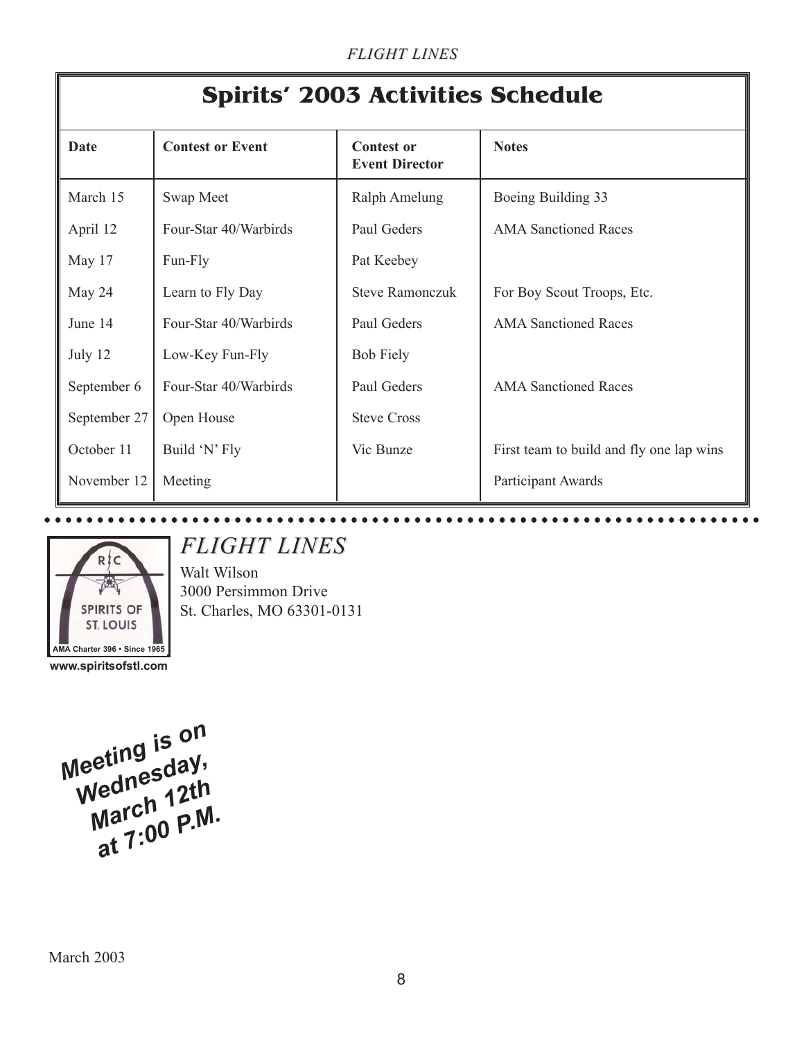# Spirits' 2003 Activities Schedule

| Date | Contest or Event | Contest or Event Director | Notes |
|---|---|---|---|
| March 15 | Swap Meet | Ralph Amelung | Boeing Building 33 |
| April 12 | Four-Star 40/Warbirds | Paul Geders | AMA Sanctioned Races |
| May 17 | Fun-Fly | Pat Keebey | |
| May 24 | Learn to Fly Day | Steve Ramonczuk | For Boy Scout Troops, Etc. |
| June 14 | Four-Star 40/Warbirds | Paul Geders | AMA Sanctioned Races |
| July 12 | Low-Key Fun-Fly | Bob Fiely | |
| September 6 | Four-Star 40/Warbirds | Paul Geders | AMA Sanctioned Races |
| September 27 | Open House | Steve Cross | |
| October 11 | Build 'N' Fly | Vic Bunze | First team to build and fly one lap wins |
| November 12 | Meeting | | Participant Awards |

R/C SPIRITS OF ST. LOUIS

AMA Charter 396 • Since 1965

www.spiritsofstl.com

## *FLIGHT LINES*

Walt Wilson
3000 Persimmon Drive
St. Charles, MO 63301-0131

***Meeting is on Wednesday, March 12th at 7:00 P.M.***

March 2003